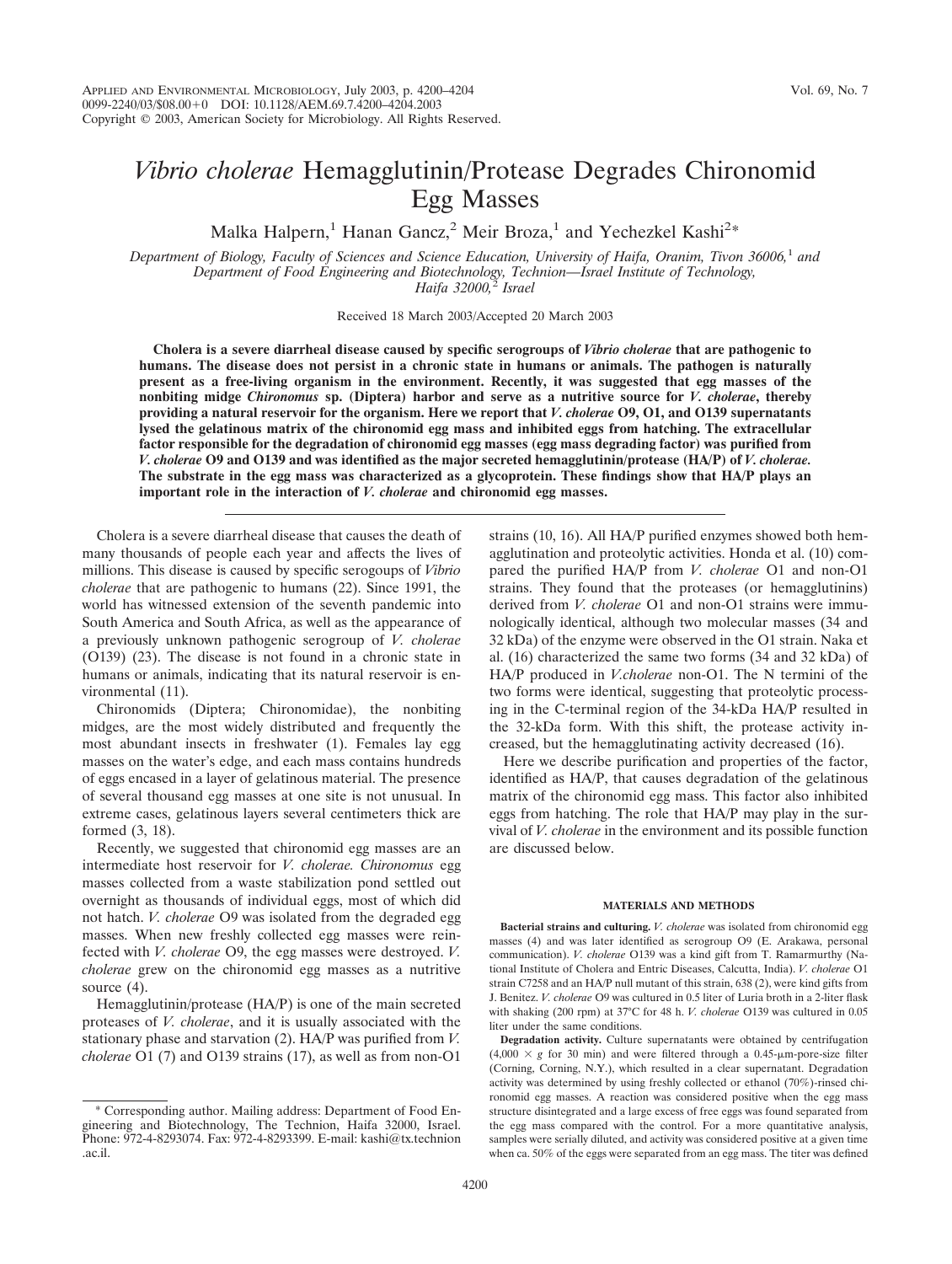# *Vibrio cholerae* Hemagglutinin/Protease Degrades Chironomid Egg Masses

Malka Halpern,[1] Hanan Gancz,[2] Meir Broza,[1] and Yechezkel Kashi[2]*

*Department of Biology, Faculty of Sciences and Science Education, University of Haifa, Oranim, Tivon 36006,[1] and Department of Food Engineering and Biotechnology, Technion—Israel Institute of Technology, Haifa 32000,[2] Israel*

Received 18 March 2003/Accepted 20 March 2003

**Cholera is a severe diarrheal disease caused by specific serogroups of *Vibrio cholerae* that are pathogenic to humans. The disease does not persist in a chronic state in humans or animals. The pathogen is naturally present as a free-living organism in the environment. Recently, it was suggested that egg masses of the nonbiting midge *Chironomus* sp. (Diptera) harbor and serve as a nutritive source for *V. cholerae*, thereby providing a natural reservoir for the organism. Here we report that *V. cholerae* O9, O1, and O139 supernatants lysed the gelatinous matrix of the chironomid egg mass and inhibited eggs from hatching. The extracellular factor responsible for the degradation of chironomid egg masses (egg mass degrading factor) was purified from *V. cholerae* O9 and O139 and was identified as the major secreted hemagglutinin/protease (HA/P) of *V. cholerae*. The substrate in the egg mass was characterized as a glycoprotein. These findings show that HA/P plays an important role in the interaction of *V. cholerae* and chironomid egg masses.**

Cholera is a severe diarrheal disease that causes the death of many thousands of people each year and affects the lives of millions. This disease is caused by specific serogroups of *Vibrio cholerae* that are pathogenic to humans (22). Since 1991, the world has witnessed extension of the seventh pandemic into South America and South Africa, as well as the appearance of a previously unknown pathogenic serogroup of *V. cholerae* (O139) (23). The disease is not found in a chronic state in humans or animals, indicating that its natural reservoir is environmental (11).

Chironomids (Diptera; Chironomidae), the nonbiting midges, are the most widely distributed and frequently the most abundant insects in freshwater (1). Females lay egg masses on the water's edge, and each mass contains hundreds of eggs encased in a layer of gelatinous material. The presence of several thousand egg masses at one site is not unusual. In extreme cases, gelatinous layers several centimeters thick are formed (3, 18).

Recently, we suggested that chironomid egg masses are an intermediate host reservoir for *V. cholerae. Chironomus* egg masses collected from a waste stabilization pond settled out overnight as thousands of individual eggs, most of which did not hatch. *V. cholerae* O9 was isolated from the degraded egg masses. When new freshly collected egg masses were reinfected with *V. cholerae* O9, the egg masses were destroyed. *V. cholerae* grew on the chironomid egg masses as a nutritive source (4).

Hemagglutinin/protease (HA/P) is one of the main secreted proteases of *V. cholerae*, and it is usually associated with the stationary phase and starvation (2). HA/P was purified from *V. cholerae* O1 (7) and O139 strains (17), as well as from non-O1 strains (10, 16). All HA/P purified enzymes showed both hemagglutination and proteolytic activities. Honda et al. (10) compared the purified HA/P from *V. cholerae* O1 and non-O1 strains. They found that the proteases (or hemagglutinins) derived from *V. cholerae* O1 and non-O1 strains were immunologically identical, although two molecular masses (34 and 32 kDa) of the enzyme were observed in the O1 strain. Naka et al. (16) characterized the same two forms (34 and 32 kDa) of HA/P produced in *V.cholerae* non-O1. The N termini of the two forms were identical, suggesting that proteolytic processing in the C-terminal region of the 34-kDa HA/P resulted in the 32-kDa form. With this shift, the protease activity increased, but the hemagglutinating activity decreased (16).

Here we describe purification and properties of the factor, identified as HA/P, that causes degradation of the gelatinous matrix of the chironomid egg mass. This factor also inhibited eggs from hatching. The role that HA/P may play in the survival of *V. cholerae* in the environment and its possible function are discussed below.

## MATERIALS AND METHODS

**Bacterial strains and culturing.** *V. cholerae* was isolated from chironomid egg masses (4) and was later identified as serogroup O9 (E. Arakawa, personal communication). *V. cholerae* O139 was a kind gift from T. Ramarmurthy (National Institute of Cholera and Entric Diseases, Calcutta, India). *V. cholerae* O1 strain C7258 and an HA/P null mutant of this strain, 638 (2), were kind gifts from J. Benitez. *V. cholerae* O9 was cultured in 0.5 liter of Luria broth in a 2-liter flask with shaking (200 rpm) at 37°C for 48 h. *V. cholerae* O139 was cultured in 0.05 liter under the same conditions.

**Degradation activity.** Culture supernatants were obtained by centrifugation (4,000 × *g* for 30 min) and were filtered through a 0.45-μm-pore-size filter (Corning, Corning, N.Y.), which resulted in a clear supernatant. Degradation activity was determined by using freshly collected or ethanol (70%)-rinsed chironomid egg masses. A reaction was considered positive when the egg mass structure disintegrated and a large excess of free eggs was found separated from the egg mass compared with the control. For a more quantitative analysis, samples were serially diluted, and activity was considered positive at a given time when ca. 50% of the eggs were separated from an egg mass. The titer was defined

* Corresponding author. Mailing address: Department of Food Engineering and Biotechnology, The Technion, Haifa 32000, Israel. Phone: 972-4-8293074. Fax: 972-4-8293399. E-mail: kashi@tx.technion.ac.il.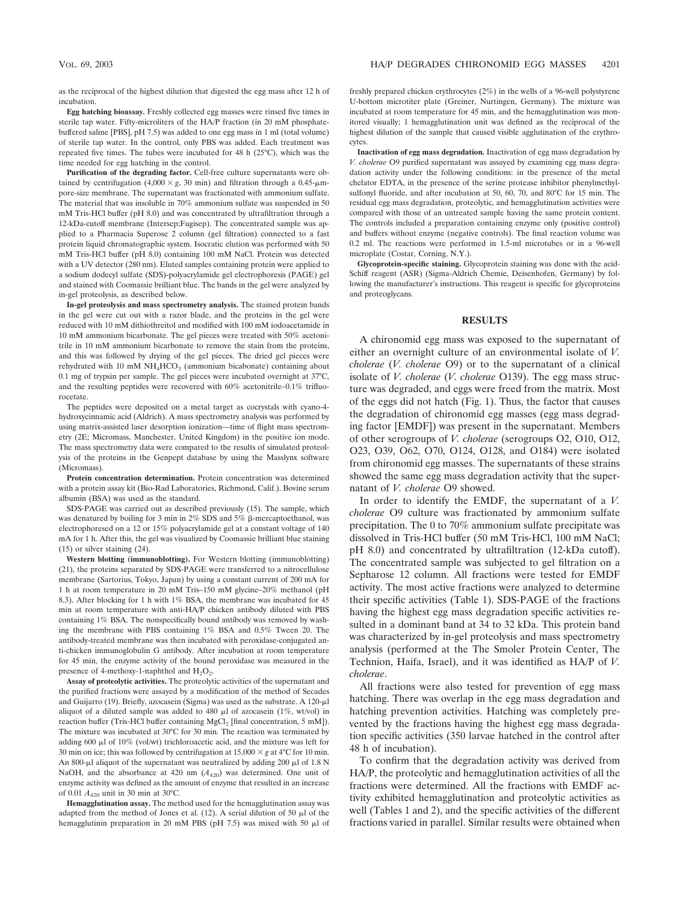as the reciprocal of the highest dilution that digested the egg mass after 12 h of incubation.

**Egg hatching bioassay.** Freshly collected egg masses were rinsed five times in sterile tap water. Fifty-microliters of the HA/P fraction (in 20 mM phosphate-buffered saline [PBS], pH 7.5) was added to one egg mass in 1 ml (total volume) of sterile tap water. In the control, only PBS was added. Each treatment was repeated five times. The tubes were incubated for 48 h (25°C), which was the time needed for egg hatching in the control.

**Purification of the degrading factor.** Cell-free culture supernatants were obtained by centrifugation ($4,000 \times g$, 30 min) and filtration through a 0.45-μm-pore-size membrane. The supernatant was fractionated with ammonium sulfate. The material that was insoluble in 70% ammonium sulfate was suspended in 50 mM Tris-HCl buffer (pH 8.0) and was concentrated by ultrafiltration through a 12-kDa-cutoff membrane (Intersep;Fugisep). The concentrated sample was applied to a Pharmacia Superose 2 column (gel filtration) connected to a fast protein liquid chromatographic system. Isocratic elution was performed with 50 mM Tris-HCl buffer (pH 8.0) containing 100 mM NaCl. Protein was detected with a UV detector (280 nm). Eluted samples containing protein were applied to a sodium dodecyl sulfate (SDS)-polyacrylamide gel electrophoresis (PAGE) gel and stained with Coomassie brilliant blue. The bands in the gel were analyzed by in-gel proteolysis, as described below.

**In-gel proteolysis and mass spectrometry analysis.** The stained protein bands in the gel were cut out with a razor blade, and the proteins in the gel were reduced with 10 mM dithiothreitol and modified with 100 mM iodoacetamide in 10 mM ammonium bicarbonate. The gel pieces were treated with 50% acetonitrile in 10 mM ammonium bicarbonate to remove the stain from the proteins, and this was followed by drying of the gel pieces. The dried gel pieces were rehydrated with 10 mM $NH_4HCO_3$ (ammonium bicabonate) containing about 0.1 mg of trypsin per sample. The gel pieces were incubated overnight at 37°C, and the resulting peptides were recovered with 60% acetonitrile–0.1% trifluorocetate.

The peptides were deposited on a metal target as cocrystals with cyano-4-hydroxycinnamic acid (Aldrich). A mass spectrometry analysis was performed by using matrix-assisted laser desorption ionization—time of flight mass spectrometry (2E; Micromass, Manchester, United Kingdom) in the positive ion mode. The mass spectrometry data were compared to the results of simulated proteolysis of the proteins in the Genpept database by using the Masslynx software (Micromass).

**Protein concentration determination.** Protein concentration was determined with a protein assay kit (Bio-Rad Laboratories, Richmond, Calif.). Bovine serum albumin (BSA) was used as the standard.

SDS-PAGE was carried out as described previously (15). The sample, which was denatured by boiling for 3 min in 2% SDS and 5% β-mercaptoethanol, was electrophoresed on a 12 or 15% polyacrylamide gel at a constant voltage of 140 mA for 1 h. After this, the gel was visualized by Coomassie brilliant blue staining (15) or silver staining (24).

**Western blotting (immunoblotting).** For Western blotting (immunoblotting) (21), the proteins separated by SDS-PAGE were transferred to a nitrocellulose membrane (Sartorius, Tokyo, Japan) by using a constant current of 200 mA for 1 h at room temperature in 20 mM Tris–150 mM glycine–20% methanol (pH 8.3). After blocking for 1 h with 1% BSA, the membrane was incubated for 45 min at room temperature with anti-HA/P chicken antibody diluted with PBS containing 1% BSA. The nonspecifically bound antibody was removed by washing the membrane with PBS containing 1% BSA and 0.5% Tween 20. The antibody-treated membrane was then incubated with peroxidase-conjugated anti-chicken immunoglobulin G antibody. After incubation at room temperature for 45 min, the enzyme activity of the bound peroxidase was measured in the presence of 4-methoxy-1-naphthol and $H_2O_2$.

**Assay of proteolytic activities.** The proteolytic activities of the supernatant and the purified fractions were assayed by a modification of the method of Secades and Guijarro (19). Briefly, azocasein (Sigma) was used as the substrate. A 120-μl aliquot of a diluted sample was added to 480 μl of azocasein (1%, wt/vol) in reaction buffer (Tris-HCl buffer containing $MgCl_2$ [final concentration, 5 mM]). The mixture was incubated at 30°C for 30 min. The reaction was terminated by adding 600 μl of 10% (vol/wt) trichloroacetic acid, and the mixture was left for 30 min on ice; this was followed by centrifugation at $15,000 \times g$ at 4°C for 10 min. An 800-μl aliquot of the supernatant was neutralized by adding 200 μl of 1.8 N NaOH, and the absorbance at 420 nm ($A_{420}$) was determined. One unit of enzyme activity was defined as the amount of enzyme that resulted in an increase of 0.01 $A_{420}$ unit in 30 min at 30°C.

**Hemagglutination assay.** The method used for the hemagglutination assay was adapted from the method of Jones et al. (12). A serial dilution of 50 μl of the hemagglutinin preparation in 20 mM PBS (pH 7.5) was mixed with 50 μl of freshly prepared chicken erythrocytes (2%) in the wells of a 96-well polystyrene U-bottom microtiter plate (Greiner, Nurtingen, Germany). The mixture was incubated at room temperature for 45 min, and the hemagglutination was monitored visually; 1 hemagglutination unit was defined as the reciprocal of the highest dilution of the sample that caused visible agglutination of the erythrocytes.

**Inactivation of egg mass degradation.** Inactivation of egg mass degradation by *V. cholerae* O9 purified supernatant was assayed by examining egg mass degradation activity under the following conditions: in the presence of the metal chelator EDTA, in the presence of the serine protease inhibitor phenylmethylsulfonyl fluoride, and after incubation at 50, 60, 70, and 80°C for 15 min. The residual egg mass degradation, proteolytic, and hemagglutination activities were compared with those of an untreated sample having the same protein content. The controls included a preparation containing enzyme only (positive control) and buffers without enzyme (negative controls). The final reaction volume was 0.2 ml. The reactions were performed in 1.5-ml microtubes or in a 96-well microplate (Costar, Corning, N.Y.).

**Glycoprotein-specific staining.** Glycoprotein staining was done with the acid-Schiff reagent (ASR) (Sigma-Aldrich Chemie, Deisenhofen, Germany) by following the manufacturer's instructions. This reagent is specific for glycoproteins and proteoglycans.

## RESULTS

A chironomid egg mass was exposed to the supernatant of either an overnight culture of an environmental isolate of *V. cholerae* (*V. cholerae* O9) or to the supernatant of a clinical isolate of *V. cholerae* (*V. cholerae* O139). The egg mass structure was degraded, and eggs were freed from the matrix. Most of the eggs did not hatch (Fig. 1). Thus, the factor that causes the degradation of chironomid egg masses (egg mass degrading factor [EMDF]) was present in the supernatant. Members of other serogroups of *V. cholerae* (serogroups O2, O10, O12, O23, O39, O62, O70, O124, O128, and O184) were isolated from chironomid egg masses. The supernatants of these strains showed the same egg mass degradation activity that the supernatant of *V. cholerae* O9 showed.

In order to identify the EMDF, the supernatant of a *V. cholerae* O9 culture was fractionated by ammonium sulfate precipitation. The 0 to 70% ammonium sulfate precipitate was dissolved in Tris-HCl buffer (50 mM Tris-HCl, 100 mM NaCl; pH 8.0) and concentrated by ultrafiltration (12-kDa cutoff). The concentrated sample was subjected to gel filtration on a Sepharose 12 column. All fractions were tested for EMDF activity. The most active fractions were analyzed to determine their specific activities (Table 1). SDS-PAGE of the fractions having the highest egg mass degradation specific activities resulted in a dominant band at 34 to 32 kDa. This protein band was characterized by in-gel proteolysis and mass spectrometry analysis (performed at the The Smoler Protein Center, The Technion, Haifa, Israel), and it was identified as HA/P of *V. cholerae*.

All fractions were also tested for prevention of egg mass hatching. There was overlap in the egg mass degradation and hatching prevention activities. Hatching was completely prevented by the fractions having the highest egg mass degradation specific activities (350 larvae hatched in the control after 48 h of incubation).

To confirm that the degradation activity was derived from HA/P, the proteolytic and hemagglutination activities of all the fractions were determined. All the fractions with EMDF activity exhibited hemagglutination and proteolytic activities as well (Tables 1 and 2), and the specific activities of the different fractions varied in parallel. Similar results were obtained when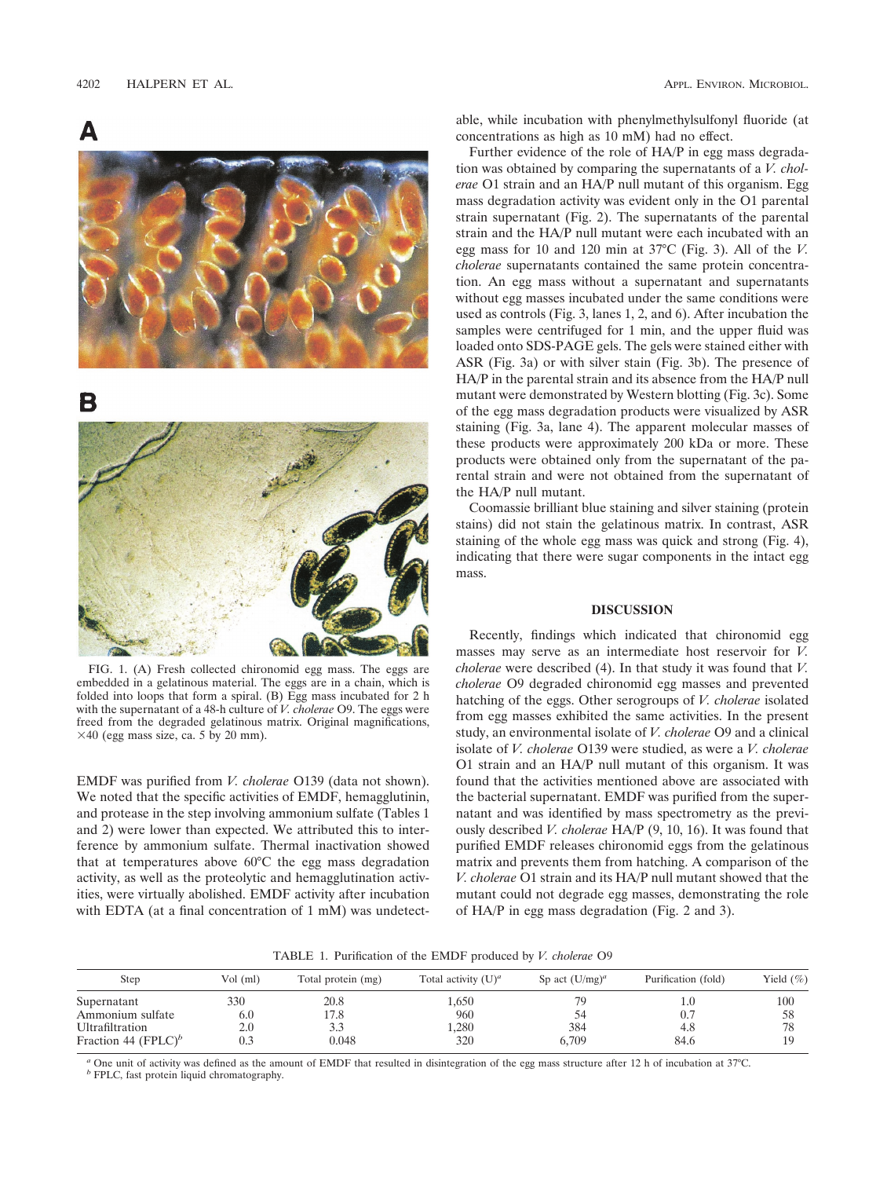FIG. 1. (A) Fresh collected chironomid egg mass. The eggs are embedded in a gelatinous material. The eggs are in a chain, which is folded into loops that form a spiral. (B) Egg mass incubated for 2 h with the supernatant of a 48-h culture of *V. cholerae* O9. The eggs were freed from the degraded gelatinous matrix. Original magnifications, ×40 (egg mass size, ca. 5 by 20 mm).

EMDF was purified from *V. cholerae* O139 (data not shown). We noted that the specific activities of EMDF, hemagglutinin, and protease in the step involving ammonium sulfate (Tables 1 and 2) were lower than expected. We attributed this to interference by ammonium sulfate. Thermal inactivation showed that at temperatures above 60°C the egg mass degradation activity, as well as the proteolytic and hemagglutination activities, were virtually abolished. EMDF activity after incubation with EDTA (at a final concentration of 1 mM) was undetectable, while incubation with phenylmethylsulfonyl fluoride (at concentrations as high as 10 mM) had no effect.

Further evidence of the role of HA/P in egg mass degradation was obtained by comparing the supernatants of a *V. cholerae* O1 strain and an HA/P null mutant of this organism. Egg mass degradation activity was evident only in the O1 parental strain supernatant (Fig. 2). The supernatants of the parental strain and the HA/P null mutant were each incubated with an egg mass for 10 and 120 min at 37°C (Fig. 3). All of the *V. cholerae* supernatants contained the same protein concentration. An egg mass without a supernatant and supernatants without egg masses incubated under the same conditions were used as controls (Fig. 3, lanes 1, 2, and 6). After incubation the samples were centrifuged for 1 min, and the upper fluid was loaded onto SDS-PAGE gels. The gels were stained either with ASR (Fig. 3a) or with silver stain (Fig. 3b). The presence of HA/P in the parental strain and its absence from the HA/P null mutant were demonstrated by Western blotting (Fig. 3c). Some of the egg mass degradation products were visualized by ASR staining (Fig. 3a, lane 4). The apparent molecular masses of these products were approximately 200 kDa or more. These products were obtained only from the supernatant of the parental strain and were not obtained from the supernatant of the HA/P null mutant.

Coomassie brilliant blue staining and silver staining (protein stains) did not stain the gelatinous matrix. In contrast, ASR staining of the whole egg mass was quick and strong (Fig. 4), indicating that there were sugar components in the intact egg mass.

## DISCUSSION

Recently, findings which indicated that chironomid egg masses may serve as an intermediate host reservoir for *V. cholerae* were described (4). In that study it was found that *V. cholerae* O9 degraded chironomid egg masses and prevented hatching of the eggs. Other serogroups of *V. cholerae* isolated from egg masses exhibited the same activities. In the present study, an environmental isolate of *V. cholerae* O9 and a clinical isolate of *V. cholerae* O139 were studied, as were a *V. cholerae* O1 strain and an HA/P null mutant of this organism. It was found that the activities mentioned above are associated with the bacterial supernatant. EMDF was purified from the supernatant and was identified by mass spectrometry as the previously described *V. cholerae* HA/P (9, 10, 16). It was found that purified EMDF releases chironomid eggs from the gelatinous matrix and prevents them from hatching. A comparison of the *V. cholerae* O1 strain and its HA/P null mutant showed that the mutant could not degrade egg masses, demonstrating the role of HA/P in egg mass degradation (Fig. 2 and 3).

TABLE 1. Purification of the EMDF produced by *V. cholerae* O9

| Step | Vol (ml) | Total protein (mg) | Total activity (U)[a] | Sp act (U/mg)[a] | Purification (fold) | Yield (%) |
|---|---|---|---|---|---|---|
| Supernatant | 330 | 20.8 | 1,650 | 79 | 1.0 | 100 |
| Ammonium sulfate | 6.0 | 17.8 | 960 | 54 | 0.7 | 58 |
| Ultrafiltration | 2.0 | 3.3 | 1,280 | 384 | 4.8 | 78 |
| Fraction 44 (FPLC)[b] | 0.3 | 0.048 | 320 | 6,709 | 84.6 | 19 |

[a] One unit of activity was defined as the amount of EMDF that resulted in disintegration of the egg mass structure after 12 h of incubation at 37°C.
[b] FPLC, fast protein liquid chromatography.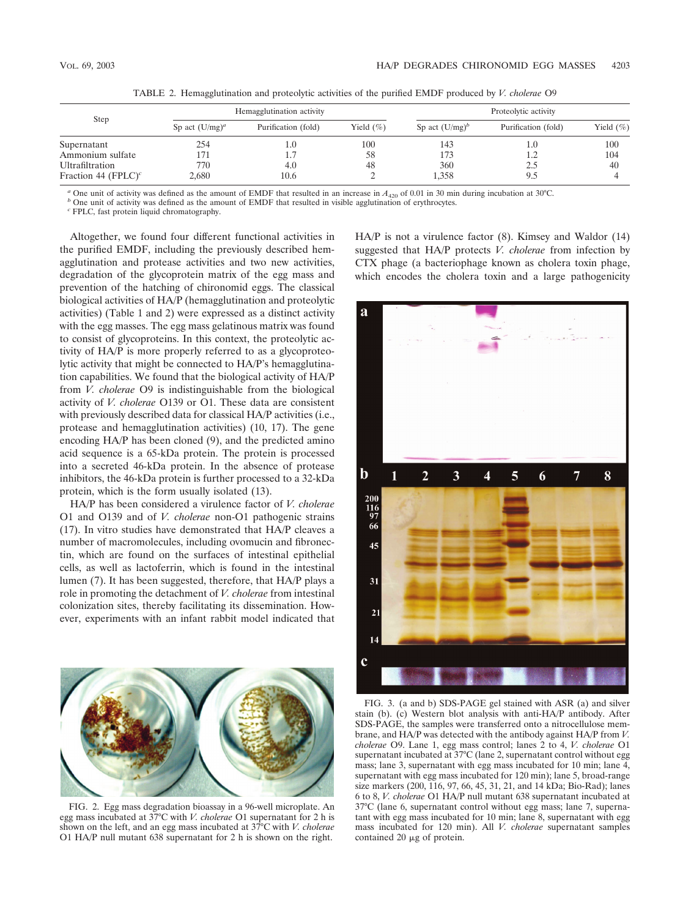TABLE 2. Hemagglutination and proteolytic activities of the purified EMDF produced by *V. cholerae* O9

| Step | Hemagglutination activity | | | Proteolytic activity | | |
|---|---|---|---|---|---|---|
| | Sp act (U/mg)[a] | Purification (fold) | Yield (%) | Sp act (U/mg)[b] | Purification (fold) | Yield (%) |
| Supernatant | 254 | 1.0 | 100 | 143 | 1.0 | 100 |
| Ammonium sulfate | 171 | 1.7 | 58 | 173 | 1.2 | 104 |
| Ultrafiltration | 770 | 4.0 | 48 | 360 | 2.5 | 40 |
| Fraction 44 (FPLC)[c] | 2,680 | 10.6 | 2 | 1,358 | 9.5 | 4 |

[a] One unit of activity was defined as the amount of EMDF that resulted in an increase in $A_{420}$ of 0.01 in 30 min during incubation at 30°C.
[b] One unit of activity was defined as the amount of EMDF that resulted in visible agglutination of erythrocytes.
[c] FPLC, fast protein liquid chromatography.

Altogether, we found four different functional activities in the purified EMDF, including the previously described hemagglutination and protease activities and two new activities, degradation of the glycoprotein matrix of the egg mass and prevention of the hatching of chironomid eggs. The classical biological activities of HA/P (hemagglutination and proteolytic activities) (Table 1 and 2) were expressed as a distinct activity with the egg masses. The egg mass gelatinous matrix was found to consist of glycoproteins. In this context, the proteolytic activity of HA/P is more properly referred to as a glycoproteolytic activity that might be connected to HA/P's hemagglutination capabilities. We found that the biological activity of HA/P from *V. cholerae* O9 is indistinguishable from the biological activity of *V. cholerae* O139 or O1. These data are consistent with previously described data for classical HA/P activities (i.e., protease and hemagglutination activities) (10, 17). The gene encoding HA/P has been cloned (9), and the predicted amino acid sequence is a 65-kDa protein. The protein is processed into a secreted 46-kDa protein. In the absence of protease inhibitors, the 46-kDa protein is further processed to a 32-kDa protein, which is the form usually isolated (13).

HA/P has been considered a virulence factor of *V. cholerae* O1 and O139 and of *V. cholerae* non-O1 pathogenic strains (17). In vitro studies have demonstrated that HA/P cleaves a number of macromolecules, including ovomucin and fibronectin, which are found on the surfaces of intestinal epithelial cells, as well as lactoferrin, which is found in the intestinal lumen (7). It has been suggested, therefore, that HA/P plays a role in promoting the detachment of *V. cholerae* from intestinal colonization sites, thereby facilitating its dissemination. However, experiments with an infant rabbit model indicated that HA/P is not a virulence factor (8). Kimsey and Waldor (14) suggested that HA/P protects *V. cholerae* from infection by CTX phage (a bacteriophage known as cholera toxin phage, which encodes the cholera toxin and a large pathogenicity

FIG. 2. Egg mass degradation bioassay in a 96-well microplate. An egg mass incubated at 37°C with *V. cholerae* O1 supernatant for 2 h is shown on the left, and an egg mass incubated at 37°C with *V. cholerae* O1 HA/P null mutant 638 supernatant for 2 h is shown on the right.

FIG. 3. (a and b) SDS-PAGE gel stained with ASR (a) and silver stain (b). (c) Western blot analysis with anti-HA/P antibody. After SDS-PAGE, the samples were transferred onto a nitrocellulose membrane, and HA/P was detected with the antibody against HA/P from *V. cholerae* O9. Lane 1, egg mass control; lanes 2 to 4, *V. cholerae* O1 supernatant incubated at 37°C (lane 2, supernatant control without egg mass; lane 3, supernatant with egg mass incubated for 10 min; lane 4, supernatant with egg mass incubated for 120 min); lane 5, broad-range size markers (200, 116, 97, 66, 45, 31, 21, and 14 kDa; Bio-Rad); lanes 6 to 8, *V. cholerae* O1 HA/P null mutant 638 supernatant incubated at 37°C (lane 6, supernatant control without egg mass; lane 7, supernatant with egg mass incubated for 10 min; lane 8, supernatant with egg mass incubated for 120 min). All *V. cholerae* supernatant samples contained 20 μg of protein.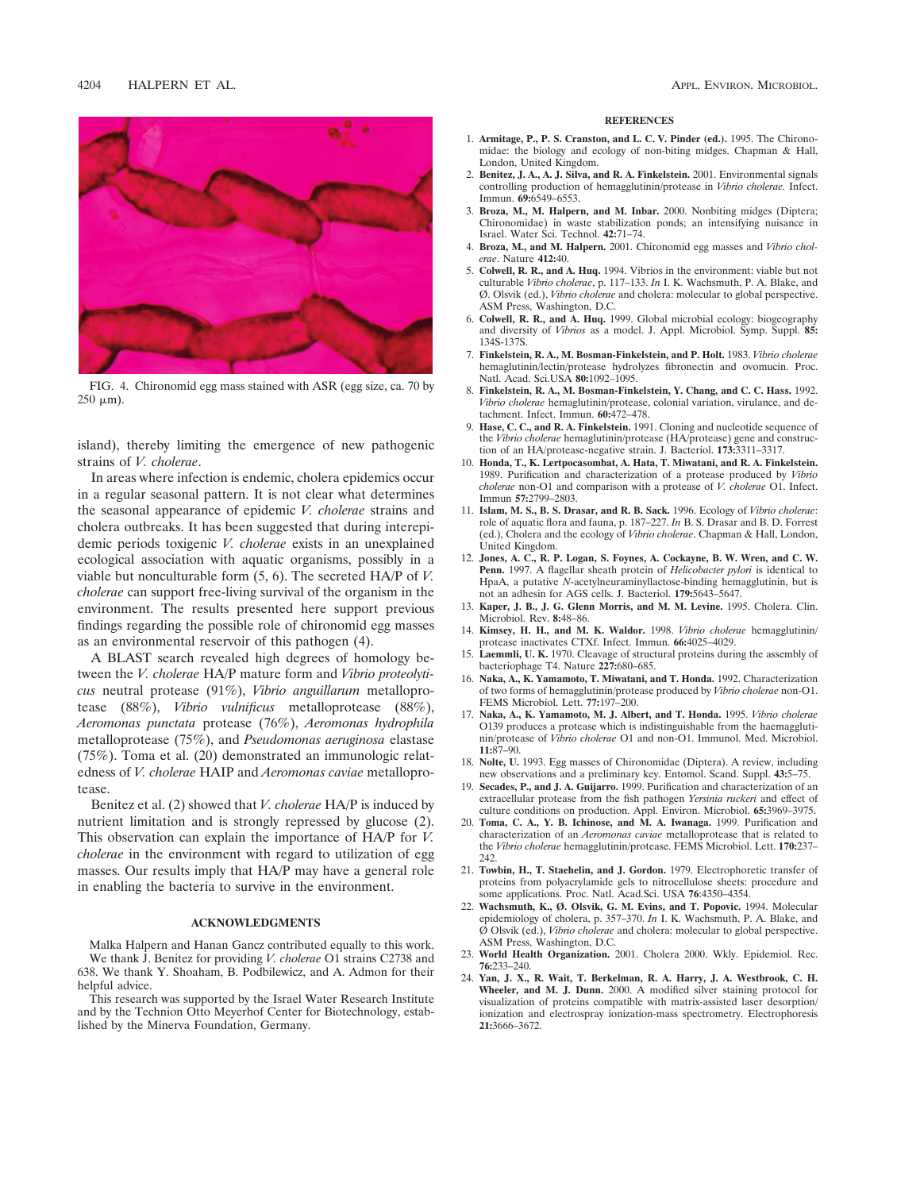FIG. 4. Chironomid egg mass stained with ASR (egg size, ca. 70 by 250 μm).

island), thereby limiting the emergence of new pathogenic strains of *V. cholerae*.

In areas where infection is endemic, cholera epidemics occur in a regular seasonal pattern. It is not clear what determines the seasonal appearance of epidemic *V. cholerae* strains and cholera outbreaks. It has been suggested that during interepidemic periods toxigenic *V. cholerae* exists in an unexplained ecological association with aquatic organisms, possibly in a viable but nonculturable form (5, 6). The secreted HA/P of *V. cholerae* can support free-living survival of the organism in the environment. The results presented here support previous findings regarding the possible role of chironomid egg masses as an environmental reservoir of this pathogen (4).

A BLAST search revealed high degrees of homology between the *V. cholerae* HA/P mature form and *Vibrio proteolyticus* neutral protease (91%), *Vibrio anguillarum* metalloprotease (88%), *Vibrio vulnificus* metalloprotease (88%), *Aeromonas punctata* protease (76%), *Aeromonas hydrophila* metalloprotease (75%), and *Pseudomonas aeruginosa* elastase (75%). Toma et al. (20) demonstrated an immunologic relatedness of *V. cholerae* HAIP and *Aeromonas caviae* metalloprotease.

Benitez et al. (2) showed that *V. cholerae* HA/P is induced by nutrient limitation and is strongly repressed by glucose (2). This observation can explain the importance of HA/P for *V. cholerae* in the environment with regard to utilization of egg masses. Our results imply that HA/P may have a general role in enabling the bacteria to survive in the environment.

## ACKNOWLEDGMENTS

Malka Halpern and Hanan Gancz contributed equally to this work. We thank J. Benitez for providing *V. cholerae* O1 strains C2738 and 638. We thank Y. Shoaham, B. Podbilewicz, and A. Admon for their helpful advice.

This research was supported by the Israel Water Research Institute and by the Technion Otto Meyerhof Center for Biotechnology, established by the Minerva Foundation, Germany.

## REFERENCES

1. **Armitage, P., P. S. Cranston, and L. C. V. Pinder (ed.).** 1995. The Chironomidae: the biology and ecology of non-biting midges. Chapman & Hall, London, United Kingdom.
2. **Benitez, J. A., A. J. Silva, and R. A. Finkelstein.** 2001. Environmental signals controlling production of hemagglutinin/protease in *Vibrio cholerae*. Infect. Immun. **69:**6549–6553.
3. **Broza, M., M. Halpern, and M. Inbar.** 2000. Nonbiting midges (Diptera; Chironomidae) in waste stabilization ponds; an intensifying nuisance in Israel. Water Sci. Technol. **42:**71–74.
4. **Broza, M., and M. Halpern.** 2001. Chironomid egg masses and *Vibrio cholerae*. Nature **412:**40.
5. **Colwell, R. R., and A. Huq.** 1994. Vibrios in the environment: viable but not culturable *Vibrio cholerae*, p. 117–133. *In* I. K. Wachsmuth, P. A. Blake, and Ø. Olsvik (ed.), *Vibrio cholerae* and cholera: molecular to global perspective. ASM Press, Washington, D.C.
6. **Colwell, R. R., and A. Huq.** 1999. Global microbial ecology: biogeography and diversity of *Vibrios* as a model. J. Appl. Microbiol. Symp. Suppl. **85:** 134S-137S.
7. **Finkelstein, R. A., M. Bosman-Finkelstein, and P. Holt.** 1983. *Vibrio cholerae* hemaglutinin/lectin/protease hydrolyzes fibronectin and ovomucin. Proc. Natl. Acad. Sci.USA **80:**1092–1095.
8. **Finkelstein, R. A., M. Bosman-Finkelstein, Y. Chang, and C. C. Hass.** 1992. *Vibrio cholerae* hemagglutinin/protease, colonial variation, virulance, and detachment. Infect. Immun. **60:**472–478.
9. **Hase, C. C., and R. A. Finkelstein.** 1991. Cloning and nucleotide sequence of the *Vibrio cholerae* hemagglutinin/protease (HA/protease) gene and construction of an HA/protease-negative strain. J. Bacteriol. **173:**3311–3317.
10. **Honda, T., K. Lertpocasombat, A. Hata, T. Miwatani, and R. A. Finkelstein.** 1989. Purification and characterization of a protease produced by *Vibrio cholerae* non-O1 and comparison with a protease of *V. cholerae* O1. Infect. Immun **57:**2799–2803.
11. **Islam, M. S., B. S. Drasar, and R. B. Sack.** 1996. Ecology of *Vibrio cholerae*: role of aquatic flora and fauna, p. 187–227. *In* B. S. Drasar and B. D. Forrest (ed.), Cholera and the ecology of *Vibrio cholerae*. Chapman & Hall, London, United Kingdom.
12. **Jones, A. C., R. P. Logan, S. Foynes, A. Cockayne, B. W. Wren, and C. W. Penn.** 1997. A flagellar sheath protein of *Helicobacter pylori* is identical to HpaA, a putative *N*-acetylneuraminyllactose-binding hemagglutinin, but is not an adhesin for AGS cells. J. Bacteriol. **179:**5643–5647.
13. **Kaper, J. B., J. G. Glenn Morris, and M. M. Levine.** 1995. Cholera. Clin. Microbiol. Rev. **8:**48–86.
14. **Kimsey, H. H., and M. K. Waldor.** 1998. *Vibrio cholerae* hemagglutinin/protease inactivates CTXf. Infect. Immun. **66:**4025–4029.
15. **Laemmli, U. K.** 1970. Cleavage of structural proteins during the assembly of bacteriophage T4. Nature **227:**680–685.
16. **Naka, A., K. Yamamoto, T. Miwatani, and T. Honda.** 1992. Characterization of two forms of hemagglutinin/protease produced by *Vibrio cholerae* non-O1. FEMS Microbiol. Lett. **77:**197–200.
17. **Naka, A., K. Yamamoto, M. J. Albert, and T. Honda.** 1995. *Vibrio cholerae* O139 produces a protease which is indistinguishable from the haemagglutinin/protease of *Vibrio cholerae* O1 and non-O1. Immunol. Med. Microbiol. **11:**87–90.
18. **Nolte, U.** 1993. Egg masses of Chironomidae (Diptera). A review, including new observations and a preliminary key. Entomol. Scand. Suppl. **43:**5–75.
19. **Secades, P., and J. A. Guijarro.** 1999. Purification and characterization of an extracellular protease from the fish pathogen *Yersinia ruckeri* and effect of culture conditions on production. Appl. Environ. Microbiol. **65:**3969–3975.
20. **Toma, C. A., Y. B. Ichinose, and M. A. Iwanaga.** 1999. Purification and characterization of an *Aeromonas caviae* metalloprotease that is related to the *Vibrio cholerae* hemagglutinin/protease. FEMS Microbiol. Lett. **170:**237–242.
21. **Towbin, H., T. Staehelin, and J. Gordon.** 1979. Electrophoretic transfer of proteins from polyacrylamide gels to nitrocellulose sheets: procedure and some applications. Proc. Natl. Acad.Sci. USA **76**:4350–4354.
22. **Wachsmuth, K., Ø. Olsvik, G. M. Evins, and T. Popovic.** 1994. Molecular epidemiology of cholera, p. 357–370. *In* I. K. Wachsmuth, P. A. Blake, and Ø Olsvik (ed.), *Vibrio cholerae* and cholera: molecular to global perspective. ASM Press, Washington, D.C.
23. **World Health Organization.** 2001. Cholera 2000. Wkly. Epidemiol. Rec. **76:**233–240.
24. **Yan, J. X., R. Wait, T. Berkelman, R. A. Harry, J. A. Westbrook, C. H. Wheeler, and M. J. Dunn.** 2000. A modified silver staining protocol for visualization of proteins compatible with matrix-assisted laser desorption/ionization and electrospray ionization-mass spectrometry. Electrophoresis **21:**3666–3672.